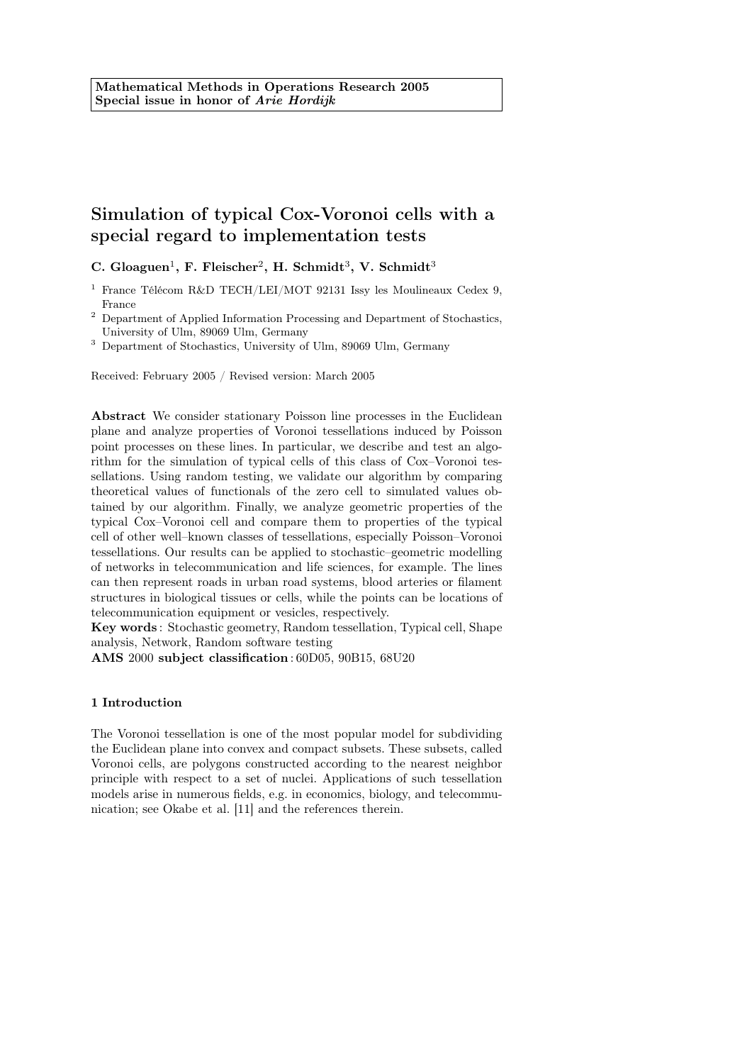**Mathematical Methods in Operations Research 2005**
**Special issue in honor of *Arie Hordijk***

# Simulation of typical Cox-Voronoi cells with a special regard to implementation tests

**C. Gloaguen[1], F. Fleischer[2], H. Schmidt[3], V. Schmidt[3]**

[1] France Télécom R&D TECH/LEI/MOT 92131 Issy les Moulineaux Cedex 9, France

[2] Department of Applied Information Processing and Department of Stochastics, University of Ulm, 89069 Ulm, Germany

[3] Department of Stochastics, University of Ulm, 89069 Ulm, Germany

Received: February 2005 / Revised version: March 2005

**Abstract** We consider stationary Poisson line processes in the Euclidean plane and analyze properties of Voronoi tessellations induced by Poisson point processes on these lines. In particular, we describe and test an algorithm for the simulation of typical cells of this class of Cox–Voronoi tessellations. Using random testing, we validate our algorithm by comparing theoretical values of functionals of the zero cell to simulated values obtained by our algorithm. Finally, we analyze geometric properties of the typical Cox–Voronoi cell and compare them to properties of the typical cell of other well–known classes of tessellations, especially Poisson–Voronoi tessellations. Our results can be applied to stochastic–geometric modelling of networks in telecommunication and life sciences, for example. The lines can then represent roads in urban road systems, blood arteries or filament structures in biological tissues or cells, while the points can be locations of telecommunication equipment or vesicles, respectively.

**Key words**: Stochastic geometry, Random tessellation, Typical cell, Shape analysis, Network, Random software testing

**AMS** 2000 **subject classification**: 60D05, 90B15, 68U20

## 1 Introduction

The Voronoi tessellation is one of the most popular model for subdividing the Euclidean plane into convex and compact subsets. These subsets, called Voronoi cells, are polygons constructed according to the nearest neighbor principle with respect to a set of nuclei. Applications of such tessellation models arise in numerous fields, e.g. in economics, biology, and telecommunication; see Okabe et al. [11] and the references therein.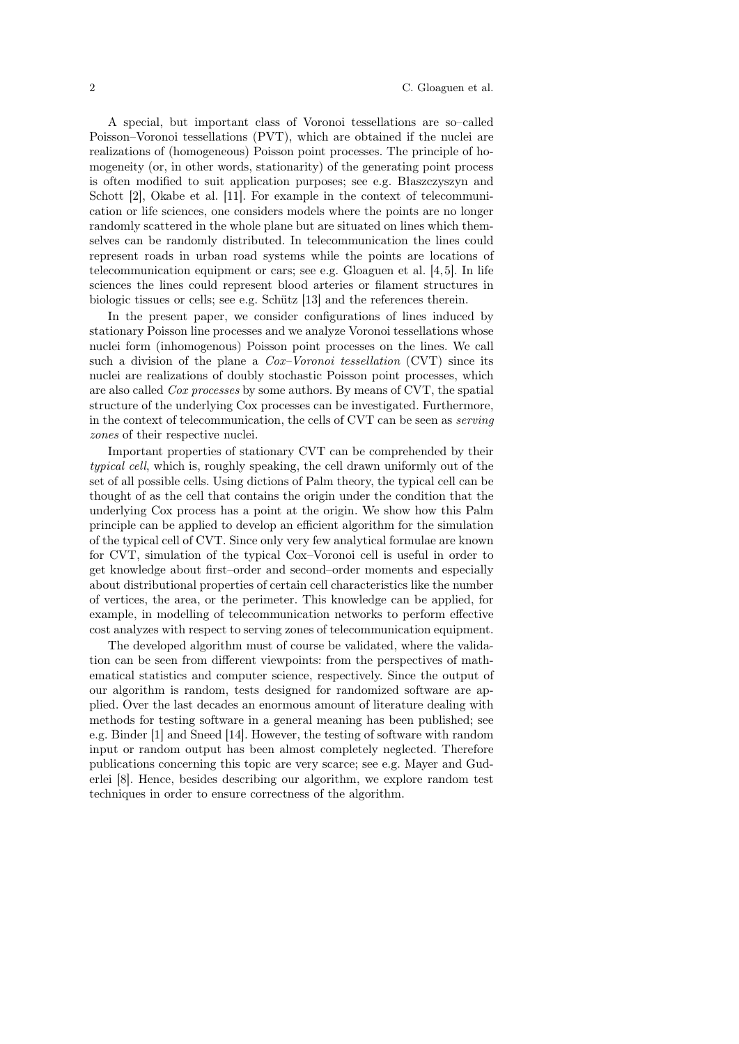A special, but important class of Voronoi tessellations are so–called Poisson–Voronoi tessellations (PVT), which are obtained if the nuclei are realizations of (homogeneous) Poisson point processes. The principle of homogeneity (or, in other words, stationarity) of the generating point process is often modified to suit application purposes; see e.g. Błaszczyszyn and Schott [2], Okabe et al. [11]. For example in the context of telecommunication or life sciences, one considers models where the points are no longer randomly scattered in the whole plane but are situated on lines which themselves can be randomly distributed. In telecommunication the lines could represent roads in urban road systems while the points are locations of telecommunication equipment or cars; see e.g. Gloaguen et al. [4, 5]. In life sciences the lines could represent blood arteries or filament structures in biologic tissues or cells; see e.g. Schütz [13] and the references therein.

In the present paper, we consider configurations of lines induced by stationary Poisson line processes and we analyze Voronoi tessellations whose nuclei form (inhomogenous) Poisson point processes on the lines. We call such a division of the plane a *Cox–Voronoi tessellation* (CVT) since its nuclei are realizations of doubly stochastic Poisson point processes, which are also called *Cox processes* by some authors. By means of CVT, the spatial structure of the underlying Cox processes can be investigated. Furthermore, in the context of telecommunication, the cells of CVT can be seen as *serving zones* of their respective nuclei.

Important properties of stationary CVT can be comprehended by their *typical cell*, which is, roughly speaking, the cell drawn uniformly out of the set of all possible cells. Using dictions of Palm theory, the typical cell can be thought of as the cell that contains the origin under the condition that the underlying Cox process has a point at the origin. We show how this Palm principle can be applied to develop an efficient algorithm for the simulation of the typical cell of CVT. Since only very few analytical formulae are known for CVT, simulation of the typical Cox–Voronoi cell is useful in order to get knowledge about first–order and second–order moments and especially about distributional properties of certain cell characteristics like the number of vertices, the area, or the perimeter. This knowledge can be applied, for example, in modelling of telecommunication networks to perform effective cost analyzes with respect to serving zones of telecommunication equipment.

The developed algorithm must of course be validated, where the validation can be seen from different viewpoints: from the perspectives of mathematical statistics and computer science, respectively. Since the output of our algorithm is random, tests designed for randomized software are applied. Over the last decades an enormous amount of literature dealing with methods for testing software in a general meaning has been published; see e.g. Binder [1] and Sneed [14]. However, the testing of software with random input or random output has been almost completely neglected. Therefore publications concerning this topic are very scarce; see e.g. Mayer and Guderlei [8]. Hence, besides describing our algorithm, we explore random test techniques in order to ensure correctness of the algorithm.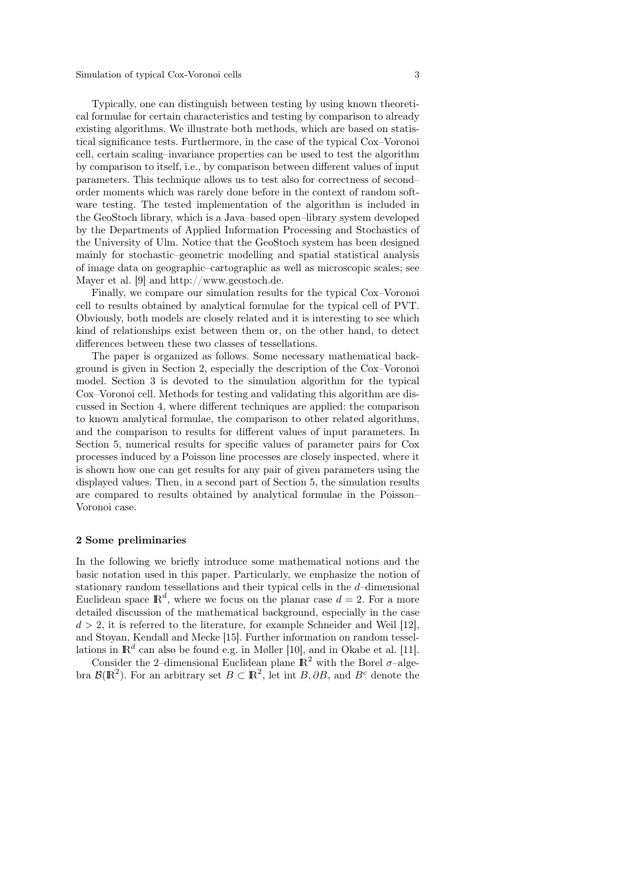Typically, one can distinguish between testing by using known theoretical formulae for certain characteristics and testing by comparison to already existing algorithms. We illustrate both methods, which are based on statistical significance tests. Furthermore, in the case of the typical Cox–Voronoi cell, certain scaling–invariance properties can be used to test the algorithm by comparison to itself, i.e., by comparison between different values of input parameters. This technique allows us to test also for correctness of second–order moments which was rarely done before in the context of random software testing. The tested implementation of the algorithm is included in the GeoStoch library, which is a Java–based open–library system developed by the Departments of Applied Information Processing and Stochastics of the University of Ulm. Notice that the GeoStoch system has been designed mainly for stochastic–geometric modelling and spatial statistical analysis of image data on geographic–cartographic as well as microscopic scales; see Mayer et al. [9] and http://www.geostoch.de.

Finally, we compare our simulation results for the typical Cox–Voronoi cell to results obtained by analytical formulae for the typical cell of PVT. Obviously, both models are closely related and it is interesting to see which kind of relationships exist between them or, on the other hand, to detect differences between these two classes of tessellations.

The paper is organized as follows. Some necessary mathematical background is given in Section 2, especially the description of the Cox–Voronoi model. Section 3 is devoted to the simulation algorithm for the typical Cox–Voronoi cell. Methods for testing and validating this algorithm are discussed in Section 4, where different techniques are applied: the comparison to known analytical formulae, the comparison to other related algorithms, and the comparison to results for different values of input parameters. In Section 5, numerical results for specific values of parameter pairs for Cox processes induced by a Poisson line processes are closely inspected, where it is shown how one can get results for any pair of given parameters using the displayed values. Then, in a second part of Section 5, the simulation results are compared to results obtained by analytical formulae in the Poisson–Voronoi case.

## 2 Some preliminaries

In the following we briefly introduce some mathematical notions and the basic notation used in this paper. Particularly, we emphasize the notion of stationary random tessellations and their typical cells in the $d$–dimensional Euclidean space $\mathbb{R}^d$, where we focus on the planar case $d = 2$. For a more detailed discussion of the mathematical background, especially in the case $d > 2$, it is referred to the literature, for example Schneider and Weil [12], and Stoyan, Kendall and Mecke [15]. Further information on random tessellations in $\mathbb{R}^d$ can also be found e.g. in Møller [10], and in Okabe et al. [11].

Consider the 2–dimensional Euclidean plane $\mathbb{R}^2$ with the Borel $\sigma$–algebra $\mathcal{B}(\mathbb{R}^2)$. For an arbitrary set $B \subset \mathbb{R}^2$, let $\text{int}\, B, \partial B$, and $B^c$ denote the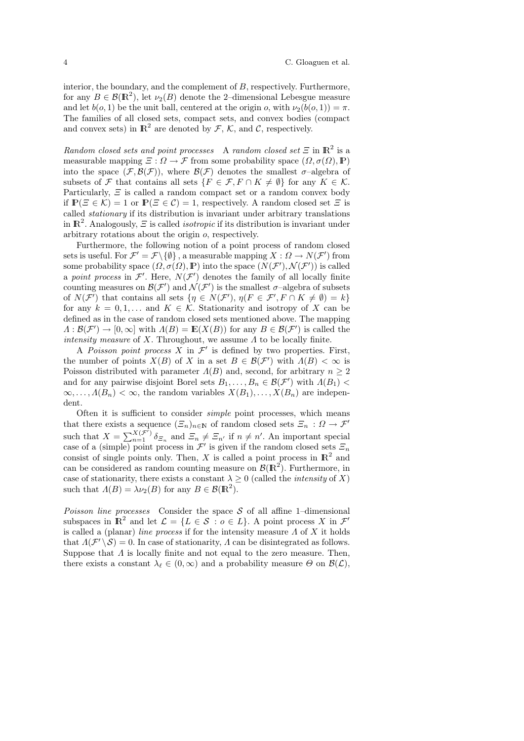interior, the boundary, and the complement of $B$, respectively. Furthermore, for any $B \in \mathcal{B}(\mathbb{R}^2)$, let $\nu_2(B)$ denote the 2–dimensional Lebesgue measure and let $b(o, 1)$ be the unit ball, centered at the origin $o$, with $\nu_2(b(o, 1)) = \pi$. The families of all closed sets, compact sets, and convex bodies (compact and convex sets) in $\mathbb{R}^2$ are denoted by $\mathcal{F}$, $\mathcal{K}$, and $\mathcal{C}$, respectively.

*Random closed sets and point processes* A *random closed set* $\Xi$ in $\mathbb{R}^2$ is a measurable mapping $\Xi : \Omega \to \mathcal{F}$ from some probability space $(\Omega, \sigma(\Omega), \mathbb{P})$ into the space $(\mathcal{F}, \mathcal{B}(\mathcal{F}))$, where $\mathcal{B}(\mathcal{F})$ denotes the smallest $\sigma$–algebra of subsets of $\mathcal{F}$ that contains all sets $\{F \in \mathcal{F}, F \cap K \neq \emptyset\}$ for any $K \in \mathcal{K}$. Particularly, $\Xi$ is called a random compact set or a random convex body if $\mathbb{P}(\Xi \in \mathcal{K}) = 1$ or $\mathbb{P}(\Xi \in \mathcal{C}) = 1$, respectively. A random closed set $\Xi$ is called *stationary* if its distribution is invariant under arbitrary translations in $\mathbb{R}^2$. Analogously, $\Xi$ is called *isotropic* if its distribution is invariant under arbitrary rotations about the origin $o$, respectively.

Furthermore, the following notion of a point process of random closed sets is useful. For $\mathcal{F}' = \mathcal{F} \setminus \{\emptyset\}$ , a measurable mapping $X : \Omega \to N(\mathcal{F}')$ from some probability space $(\Omega, \sigma(\Omega), \mathbb{P})$ into the space $(N(\mathcal{F}'), \mathcal{N}(\mathcal{F}'))$ is called a *point process* in $\mathcal{F}'$. Here, $N(\mathcal{F}')$ denotes the family of all locally finite counting measures on $\mathcal{B}(\mathcal{F}')$ and $\mathcal{N}(\mathcal{F}')$ is the smallest $\sigma$–algebra of subsets of $N(\mathcal{F}')$ that contains all sets $\{\eta \in N(\mathcal{F}'),\ \eta(F \in \mathcal{F}', F \cap K \neq \emptyset) = k\}$ for any $k = 0, 1, \dots$ and $K \in \mathcal{K}$. Stationarity and isotropy of $X$ can be defined as in the case of random closed sets mentioned above. The mapping $\Lambda : \mathcal{B}(\mathcal{F}') \to [0, \infty]$ with $\Lambda(B) = \mathbb{E}(X(B))$ for any $B \in \mathcal{B}(\mathcal{F}')$ is called the *intensity measure* of $X$. Throughout, we assume $\Lambda$ to be locally finite.

A *Poisson point process* $X$ in $\mathcal{F}'$ is defined by two properties. First, the number of points $X(B)$ of $X$ in a set $B \in \mathcal{B}(\mathcal{F}')$ with $\Lambda(B) < \infty$ is Poisson distributed with parameter $\Lambda(B)$ and, second, for arbitrary $n \geq 2$ and for any pairwise disjoint Borel sets $B_1, \dots, B_n \in \mathcal{B}(\mathcal{F}')$ with $\Lambda(B_1) < \infty, \dots, \Lambda(B_n) < \infty$, the random variables $X(B_1), \dots, X(B_n)$ are independent.

Often it is sufficient to consider *simple* point processes, which means that there exists a sequence $(\Xi_n)_{n \in \mathbb{N}}$ of random closed sets $\Xi_n : \Omega \to \mathcal{F}'$ such that $X = \sum_{n=1}^{X(\mathcal{F}')} \delta_{\Xi_n}$ and $\Xi_n \neq \Xi_{n'}$ if $n \neq n'$. An important special case of a (simple) point process in $\mathcal{F}'$ is given if the random closed sets $\Xi_n$ consist of single points only. Then, $X$ is called a point process in $\mathbb{R}^2$ and can be considered as random counting measure on $\mathcal{B}(\mathbb{R}^2)$. Furthermore, in case of stationarity, there exists a constant $\lambda \geq 0$ (called the *intensity* of $X$) such that $\Lambda(B) = \lambda \nu_2(B)$ for any $B \in \mathcal{B}(\mathbb{R}^2)$.

*Poisson line processes* Consider the space $\mathcal{S}$ of all affine 1–dimensional subspaces in $\mathbb{R}^2$ and let $\mathcal{L} = \{L \in \mathcal{S} : o \in L\}$. A point process $X$ in $\mathcal{F}'$ is called a (planar) *line process* if for the intensity measure $\Lambda$ of $X$ it holds that $\Lambda(\mathcal{F}' \setminus \mathcal{S}) = 0$. In case of stationarity, $\Lambda$ can be disintegrated as follows. Suppose that $\Lambda$ is locally finite and not equal to the zero measure. Then, there exists a constant $\lambda_\ell \in (0, \infty)$ and a probability measure $\Theta$ on $\mathcal{B}(\mathcal{L})$,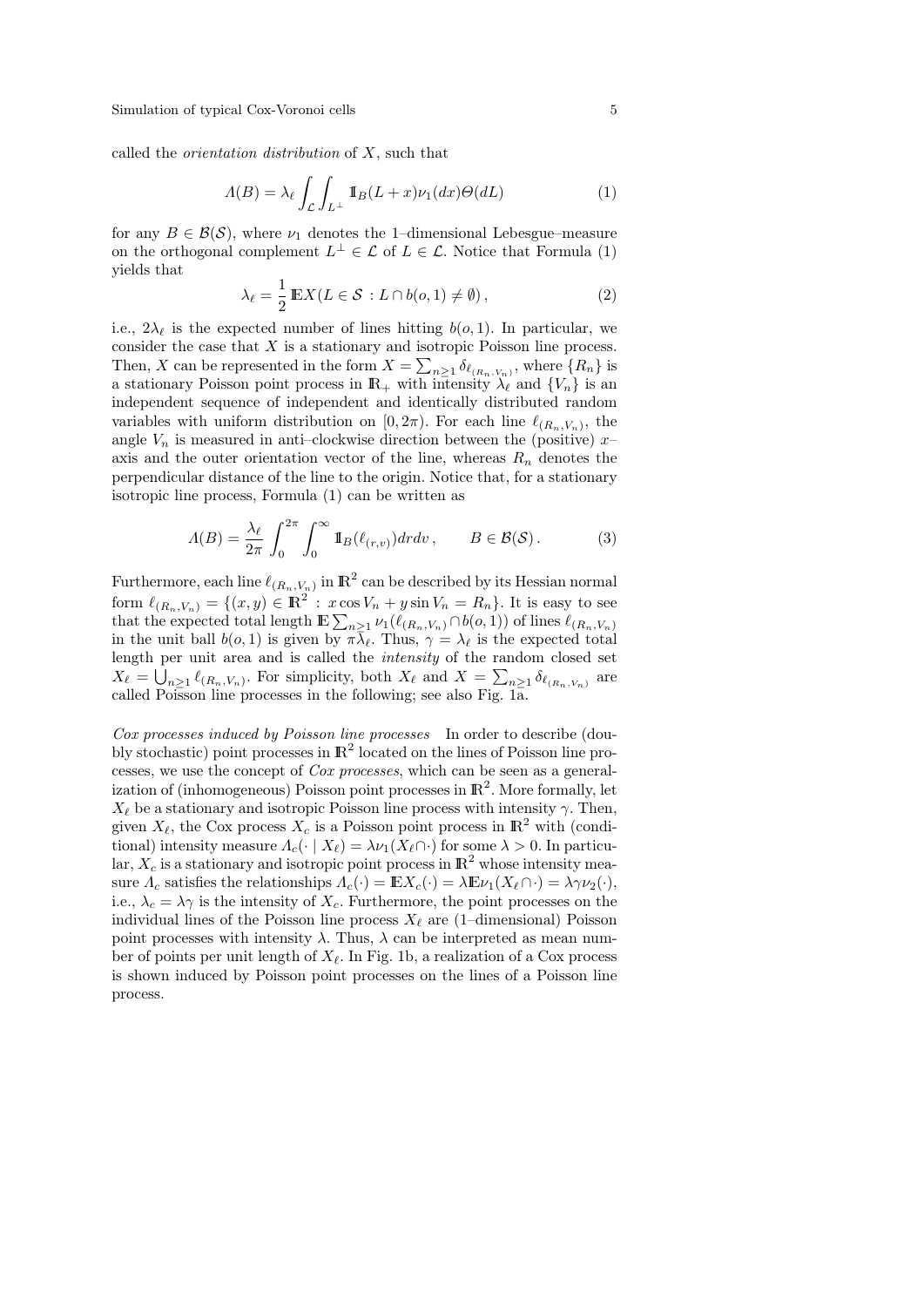called the *orientation distribution* of $X$, such that

$$\Lambda(B) = \lambda_\ell \int_{\mathcal{L}} \int_{L^\perp} \mathbb{1}_B(L + x) \nu_1(dx) \Theta(dL) \tag{1}$$

for any $B \in \mathcal{B}(\mathcal{S})$, where $\nu_1$ denotes the 1–dimensional Lebesgue–measure on the orthogonal complement $L^\perp \in \mathcal{L}$ of $L \in \mathcal{L}$. Notice that Formula (1) yields that

$$\lambda_\ell = \frac{1}{2} \mathbb{E} X(L \in \mathcal{S} : L \cap b(o,1) \neq \emptyset), \tag{2}$$

i.e., $2\lambda_\ell$ is the expected number of lines hitting $b(o,1)$. In particular, we consider the case that $X$ is a stationary and isotropic Poisson line process. Then, $X$ can be represented in the form $X = \sum_{n \geq 1} \delta_{\ell_{(R_n,V_n)}}$, where $\{R_n\}$ is a stationary Poisson point process in $\mathbb{R}_+$ with intensity $\lambda_\ell$ and $\{V_n\}$ is an independent sequence of independent and identically distributed random variables with uniform distribution on $[0, 2\pi)$. For each line $\ell_{(R_n,V_n)}$, the angle $V_n$ is measured in anti–clockwise direction between the (positive) $x$–axis and the outer orientation vector of the line, whereas $R_n$ denotes the perpendicular distance of the line to the origin. Notice that, for a stationary isotropic line process, Formula (1) can be written as

$$\Lambda(B) = \frac{\lambda_\ell}{2\pi} \int_0^{2\pi} \int_0^\infty \mathbb{1}_B(\ell_{(r,v)}) dr dv, \qquad B \in \mathcal{B}(\mathcal{S}). \tag{3}$$

Furthermore, each line $\ell_{(R_n,V_n)}$ in $\mathbb{R}^2$ can be described by its Hessian normal form $\ell_{(R_n,V_n)} = \{(x,y) \in \mathbb{R}^2 : x \cos V_n + y \sin V_n = R_n\}$. It is easy to see that the expected total length $\mathbb{E} \sum_{n \geq 1} \nu_1(\ell_{(R_n,V_n)} \cap b(o,1))$ of lines $\ell_{(R_n,V_n)}$ in the unit ball $b(o,1)$ is given by $\pi \lambda_\ell$. Thus, $\gamma = \lambda_\ell$ is the expected total length per unit area and is called the *intensity* of the random closed set $X_\ell = \bigcup_{n \geq 1} \ell_{(R_n,V_n)}$. For simplicity, both $X_\ell$ and $X = \sum_{n \geq 1} \delta_{\ell_{(R_n,V_n)}}$ are called Poisson line processes in the following; see also Fig. 1a.

*Cox processes induced by Poisson line processes* In order to describe (doubly stochastic) point processes in $\mathbb{R}^2$ located on the lines of Poisson line processes, we use the concept of *Cox processes*, which can be seen as a generalization of (inhomogeneous) Poisson point processes in $\mathbb{R}^2$. More formally, let $X_\ell$ be a stationary and isotropic Poisson line process with intensity $\gamma$. Then, given $X_\ell$, the Cox process $X_c$ is a Poisson point process in $\mathbb{R}^2$ with (conditional) intensity measure $\Lambda_c(\cdot \mid X_\ell) = \lambda \nu_1(X_\ell \cap \cdot)$ for some $\lambda > 0$. In particular, $X_c$ is a stationary and isotropic point process in $\mathbb{R}^2$ whose intensity measure $\Lambda_c$ satisfies the relationships $\Lambda_c(\cdot) = \mathbb{E} X_c(\cdot) = \lambda \mathbb{E} \nu_1(X_\ell \cap \cdot) = \lambda \gamma \nu_2(\cdot)$, i.e., $\lambda_c = \lambda \gamma$ is the intensity of $X_c$. Furthermore, the point processes on the individual lines of the Poisson line process $X_\ell$ are (1–dimensional) Poisson point processes with intensity $\lambda$. Thus, $\lambda$ can be interpreted as mean number of points per unit length of $X_\ell$. In Fig. 1b, a realization of a Cox process is shown induced by Poisson point processes on the lines of a Poisson line process.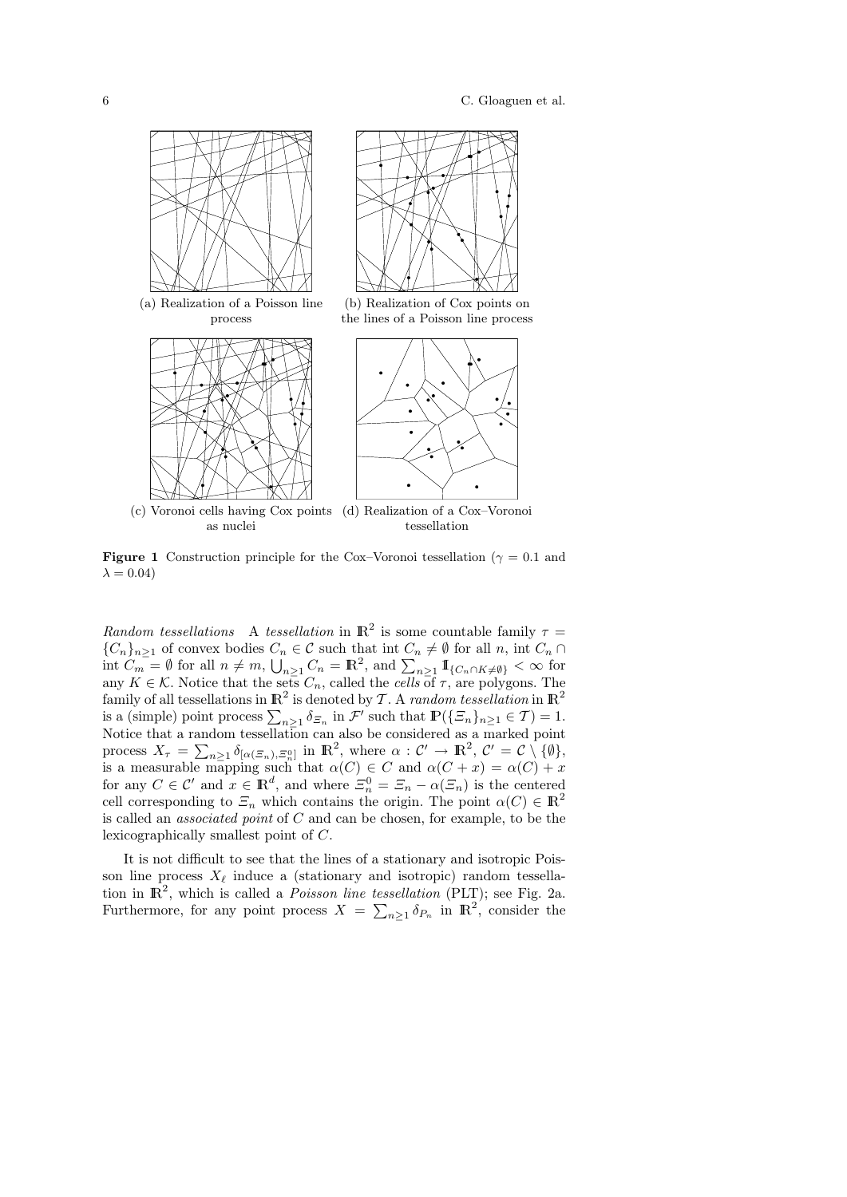(a) Realization of a Poisson line process

(b) Realization of Cox points on the lines of a Poisson line process

(c) Voronoi cells having Cox points as nuclei

(d) Realization of a Cox–Voronoi tessellation

**Figure 1** Construction principle for the Cox–Voronoi tessellation ($\gamma = 0.1$ and $\lambda = 0.04$)

*Random tessellations* A *tessellation* in $\mathbb{R}^2$ is some countable family $\tau = \{C_n\}_{n\geq 1}$ of convex bodies $C_n \in \mathcal{C}$ such that int $C_n \neq \emptyset$ for all $n$, int $C_n \cap$ int $C_m = \emptyset$ for all $n \neq m$, $\bigcup_{n\geq 1} C_n = \mathbb{R}^2$, and $\sum_{n\geq 1} \mathbb{1}_{\{C_n \cap K \neq \emptyset\}} < \infty$ for any $K \in \mathcal{K}$. Notice that the sets $C_n$, called the *cells* of $\tau$, are polygons. The family of all tessellations in $\mathbb{R}^2$ is denoted by $\mathcal{T}$. A *random tessellation* in $\mathbb{R}^2$ is a (simple) point process $\sum_{n\geq 1} \delta_{\Xi_n}$ in $\mathcal{F}'$ such that $\mathbb{P}(\{\Xi_n\}_{n\geq 1} \in \mathcal{T}) = 1$. Notice that a random tessellation can also be considered as a marked point process $X_\tau = \sum_{n\geq 1} \delta_{[\alpha(\Xi_n), \Xi_n^0]}$ in $\mathbb{R}^2$, where $\alpha : \mathcal{C}' \to \mathbb{R}^2$, $\mathcal{C}' = \mathcal{C} \setminus \{\emptyset\}$, is a measurable mapping such that $\alpha(C) \in C$ and $\alpha(C + x) = \alpha(C) + x$ for any $C \in \mathcal{C}'$ and $x \in \mathbb{R}^d$, and where $\Xi_n^0 = \Xi_n - \alpha(\Xi_n)$ is the centered cell corresponding to $\Xi_n$ which contains the origin. The point $\alpha(C) \in \mathbb{R}^2$ is called an *associated point* of $C$ and can be chosen, for example, to be the lexicographically smallest point of $C$.

It is not difficult to see that the lines of a stationary and isotropic Poisson line process $X_\ell$ induce a (stationary and isotropic) random tessellation in $\mathbb{R}^2$, which is called a *Poisson line tessellation* (PLT); see Fig. 2a. Furthermore, for any point process $X = \sum_{n\geq 1} \delta_{P_n}$ in $\mathbb{R}^2$, consider the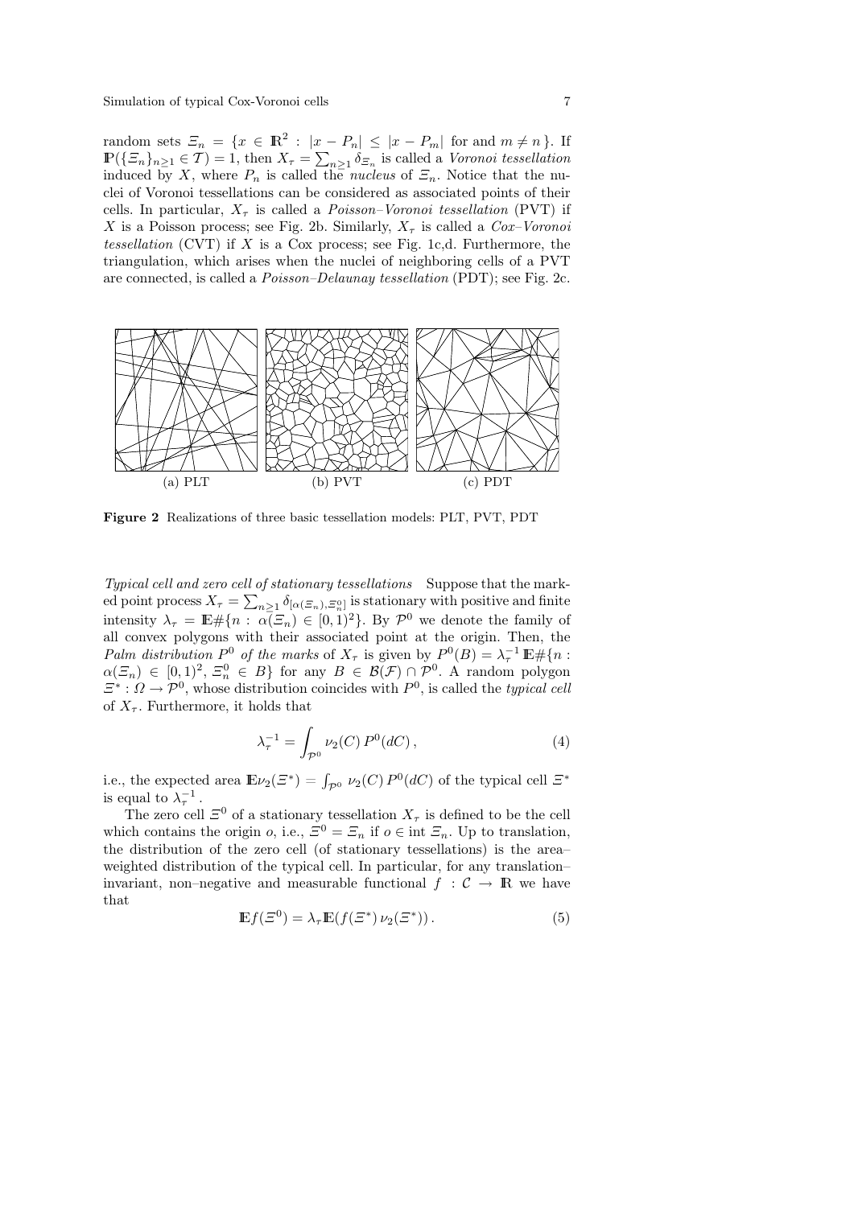random sets $\Xi_n = \{x \in \mathbb{R}^2 : |x - P_n| \leq |x - P_m| \text{ for and } m \neq n\}$. If $\mathbb{P}(\{\Xi_n\}_{n\geq 1} \in \mathcal{T}) = 1$, then $X_\tau = \sum_{n\geq 1} \delta_{\Xi_n}$ is called a *Voronoi tessellation* induced by $X$, where $P_n$ is called the *nucleus* of $\Xi_n$. Notice that the nuclei of Voronoi tessellations can be considered as associated points of their cells. In particular, $X_\tau$ is called a *Poisson–Voronoi tessellation* (PVT) if $X$ is a Poisson process; see Fig. 2b. Similarly, $X_\tau$ is called a *Cox–Voronoi tessellation* (CVT) if $X$ is a Cox process; see Fig. 1c,d. Furthermore, the triangulation, which arises when the nuclei of neighboring cells of a PVT are connected, is called a *Poisson–Delaunay tessellation* (PDT); see Fig. 2c.

(a) PLT (b) PVT (c) PDT

**Figure 2** Realizations of three basic tessellation models: PLT, PVT, PDT

*Typical cell and zero cell of stationary tessellations* Suppose that the marked point process $X_\tau = \sum_{n\geq 1} \delta_{[\alpha(\Xi_n), \Xi_n^0]}$ is stationary with positive and finite intensity $\lambda_\tau = \mathbb{E}\#\{n : \alpha(\Xi_n) \in [0,1)^2\}$. By $\mathcal{P}^0$ we denote the family of all convex polygons with their associated point at the origin. Then, the *Palm distribution $P^0$ of the marks* of $X_\tau$ is given by $P^0(B) = \lambda_\tau^{-1}\,\mathbb{E}\#\{n : \alpha(\Xi_n) \in [0,1)^2,\, \Xi_n^0 \in B\}$ for any $B \in \mathcal{B}(\mathcal{F}) \cap \mathcal{P}^0$. A random polygon $\Xi^* : \Omega \to \mathcal{P}^0$, whose distribution coincides with $P^0$, is called the *typical cell* of $X_\tau$. Furthermore, it holds that

$$\lambda_\tau^{-1} = \int_{\mathcal{P}^0} \nu_2(C)\, P^0(dC)\,, \tag{4}$$

i.e., the expected area $\mathbb{E}\nu_2(\Xi^*) = \int_{\mathcal{P}^0} \nu_2(C)\, P^0(dC)$ of the typical cell $\Xi^*$ is equal to $\lambda_\tau^{-1}$.

The zero cell $\Xi^0$ of a stationary tessellation $X_\tau$ is defined to be the cell which contains the origin $o$, i.e., $\Xi^0 = \Xi_n$ if $o \in \text{int } \Xi_n$. Up to translation, the distribution of the zero cell (of stationary tessellations) is the area–weighted distribution of the typical cell. In particular, for any translation–invariant, non–negative and measurable functional $f : \mathcal{C} \to \mathbb{R}$ we have that

$$\mathbb{E}f(\Xi^0) = \lambda_\tau \mathbb{E}(f(\Xi^*)\, \nu_2(\Xi^*))\,. \tag{5}$$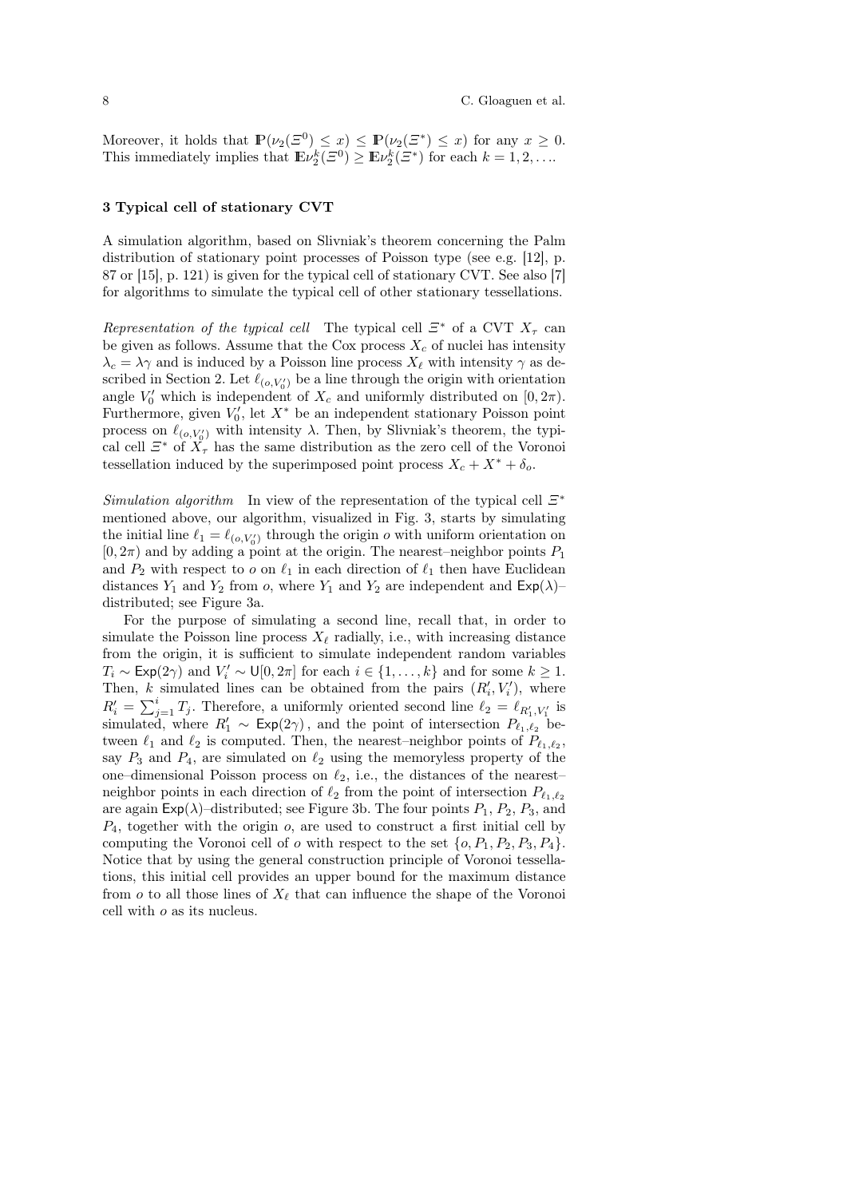Moreover, it holds that $\mathbb{P}(\nu_2(\Xi^0) \leq x) \leq \mathbb{P}(\nu_2(\Xi^*) \leq x)$ for any $x \geq 0$. This immediately implies that $\mathbb{E}\nu_2^k(\Xi^0) \geq \mathbb{E}\nu_2^k(\Xi^*)$ for each $k = 1, 2, \ldots$.

## 3 Typical cell of stationary CVT

A simulation algorithm, based on Slivniak's theorem concerning the Palm distribution of stationary point processes of Poisson type (see e.g. [12], p. 87 or [15], p. 121) is given for the typical cell of stationary CVT. See also [7] for algorithms to simulate the typical cell of other stationary tessellations.

*Representation of the typical cell* The typical cell $\Xi^*$ of a CVT $X_\tau$ can be given as follows. Assume that the Cox process $X_c$ of nuclei has intensity $\lambda_c = \lambda\gamma$ and is induced by a Poisson line process $X_\ell$ with intensity $\gamma$ as described in Section 2. Let $\ell_{(o,V_0')}$ be a line through the origin with orientation angle $V_0'$ which is independent of $X_c$ and uniformly distributed on $[0, 2\pi)$. Furthermore, given $V_0'$, let $X^*$ be an independent stationary Poisson point process on $\ell_{(o,V_0')}$ with intensity $\lambda$. Then, by Slivniak's theorem, the typical cell $\Xi^*$ of $X_\tau$ has the same distribution as the zero cell of the Voronoi tessellation induced by the superimposed point process $X_c + X^* + \delta_o$.

*Simulation algorithm* In view of the representation of the typical cell $\Xi^*$ mentioned above, our algorithm, visualized in Fig. 3, starts by simulating the initial line $\ell_1 = \ell_{(o,V_0')}$ through the origin $o$ with uniform orientation on $[0, 2\pi)$ and by adding a point at the origin. The nearest–neighbor points $P_1$ and $P_2$ with respect to $o$ on $\ell_1$ in each direction of $\ell_1$ then have Euclidean distances $Y_1$ and $Y_2$ from $o$, where $Y_1$ and $Y_2$ are independent and $\mathsf{Exp}(\lambda)$–distributed; see Figure 3a.

For the purpose of simulating a second line, recall that, in order to simulate the Poisson line process $X_\ell$ radially, i.e., with increasing distance from the origin, it is sufficient to simulate independent random variables $T_i \sim \mathsf{Exp}(2\gamma)$ and $V_i' \sim \mathsf{U}[0, 2\pi]$ for each $i \in \{1, \ldots, k\}$ and for some $k \geq 1$. Then, $k$ simulated lines can be obtained from the pairs $(R_i', V_i')$, where $R_i' = \sum_{j=1}^{i} T_j$. Therefore, a uniformly oriented second line $\ell_2 = \ell_{R_1', V_1'}$ is simulated, where $R_1' \sim \mathsf{Exp}(2\gamma)$, and the point of intersection $P_{\ell_1,\ell_2}$ between $\ell_1$ and $\ell_2$ is computed. Then, the nearest–neighbor points of $P_{\ell_1,\ell_2}$, say $P_3$ and $P_4$, are simulated on $\ell_2$ using the memoryless property of the one–dimensional Poisson process on $\ell_2$, i.e., the distances of the nearest–neighbor points in each direction of $\ell_2$ from the point of intersection $P_{\ell_1,\ell_2}$ are again $\mathsf{Exp}(\lambda)$–distributed; see Figure 3b. The four points $P_1$, $P_2$, $P_3$, and $P_4$, together with the origin $o$, are used to construct a first initial cell by computing the Voronoi cell of $o$ with respect to the set $\{o, P_1, P_2, P_3, P_4\}$. Notice that by using the general construction principle of Voronoi tessellations, this initial cell provides an upper bound for the maximum distance from $o$ to all those lines of $X_\ell$ that can influence the shape of the Voronoi cell with $o$ as its nucleus.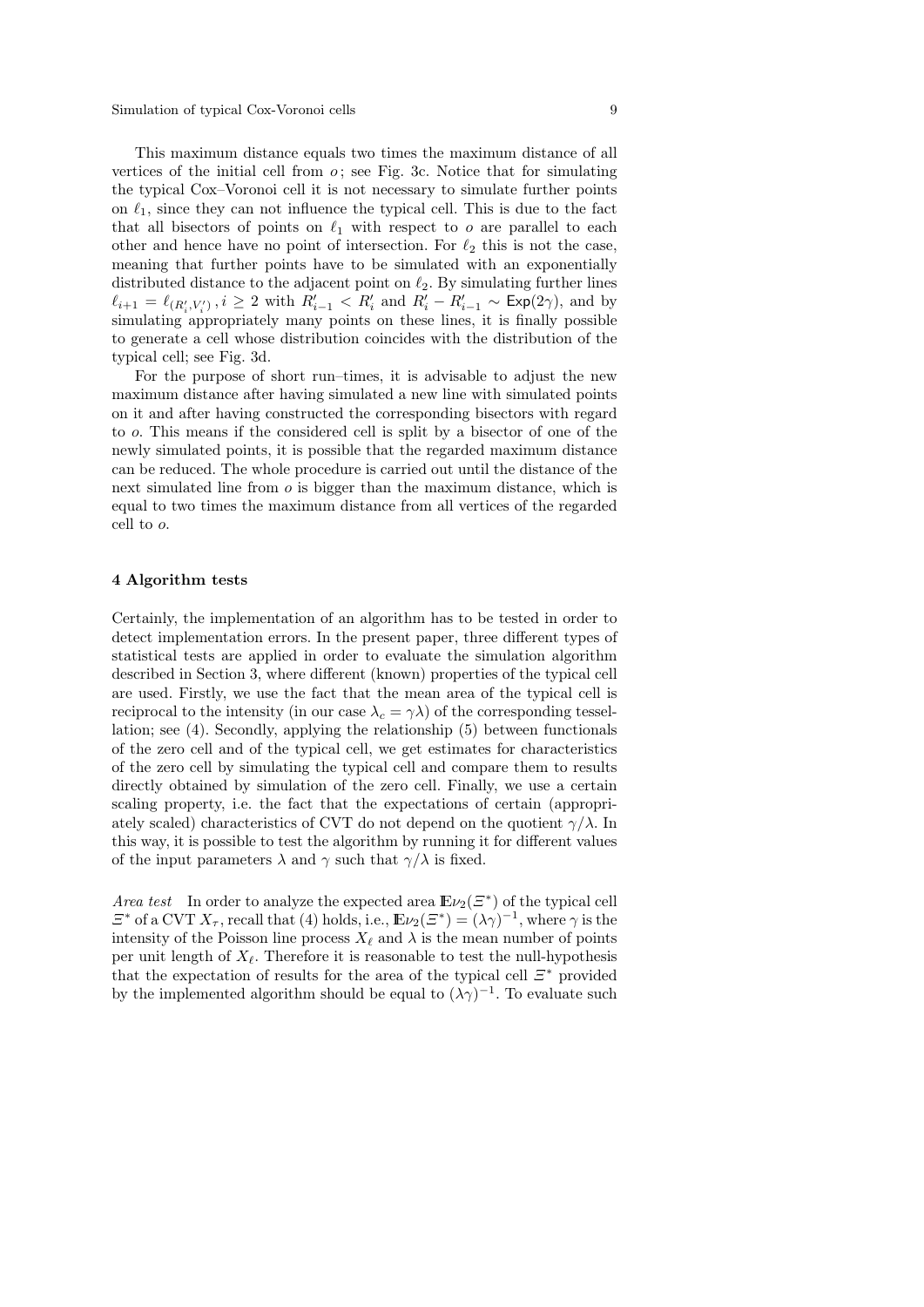This maximum distance equals two times the maximum distance of all vertices of the initial cell from $o$; see Fig. 3c. Notice that for simulating the typical Cox–Voronoi cell it is not necessary to simulate further points on $\ell_1$, since they can not influence the typical cell. This is due to the fact that all bisectors of points on $\ell_1$ with respect to $o$ are parallel to each other and hence have no point of intersection. For $\ell_2$ this is not the case, meaning that further points have to be simulated with an exponentially distributed distance to the adjacent point on $\ell_2$. By simulating further lines $\ell_{i+1} = \ell_{(R'_i, V'_i)}$, $i \geq 2$ with $R'_{i-1} < R'_i$ and $R'_i - R'_{i-1} \sim \mathsf{Exp}(2\gamma)$, and by simulating appropriately many points on these lines, it is finally possible to generate a cell whose distribution coincides with the distribution of the typical cell; see Fig. 3d.

For the purpose of short run–times, it is advisable to adjust the new maximum distance after having simulated a new line with simulated points on it and after having constructed the corresponding bisectors with regard to $o$. This means if the considered cell is split by a bisector of one of the newly simulated points, it is possible that the regarded maximum distance can be reduced. The whole procedure is carried out until the distance of the next simulated line from $o$ is bigger than the maximum distance, which is equal to two times the maximum distance from all vertices of the regarded cell to $o$.

## 4 Algorithm tests

Certainly, the implementation of an algorithm has to be tested in order to detect implementation errors. In the present paper, three different types of statistical tests are applied in order to evaluate the simulation algorithm described in Section 3, where different (known) properties of the typical cell are used. Firstly, we use the fact that the mean area of the typical cell is reciprocal to the intensity (in our case $\lambda_c = \gamma\lambda$) of the corresponding tessellation; see (4). Secondly, applying the relationship (5) between functionals of the zero cell and of the typical cell, we get estimates for characteristics of the zero cell by simulating the typical cell and compare them to results directly obtained by simulation of the zero cell. Finally, we use a certain scaling property, i.e. the fact that the expectations of certain (appropriately scaled) characteristics of CVT do not depend on the quotient $\gamma/\lambda$. In this way, it is possible to test the algorithm by running it for different values of the input parameters $\lambda$ and $\gamma$ such that $\gamma/\lambda$ is fixed.

*Area test* In order to analyze the expected area $\mathbb{E}\nu_2(\Xi^*)$ of the typical cell $\Xi^*$ of a CVT $X_\tau$, recall that (4) holds, i.e., $\mathbb{E}\nu_2(\Xi^*) = (\lambda\gamma)^{-1}$, where $\gamma$ is the intensity of the Poisson line process $X_\ell$ and $\lambda$ is the mean number of points per unit length of $X_\ell$. Therefore it is reasonable to test the null-hypothesis that the expectation of results for the area of the typical cell $\Xi^*$ provided by the implemented algorithm should be equal to $(\lambda\gamma)^{-1}$. To evaluate such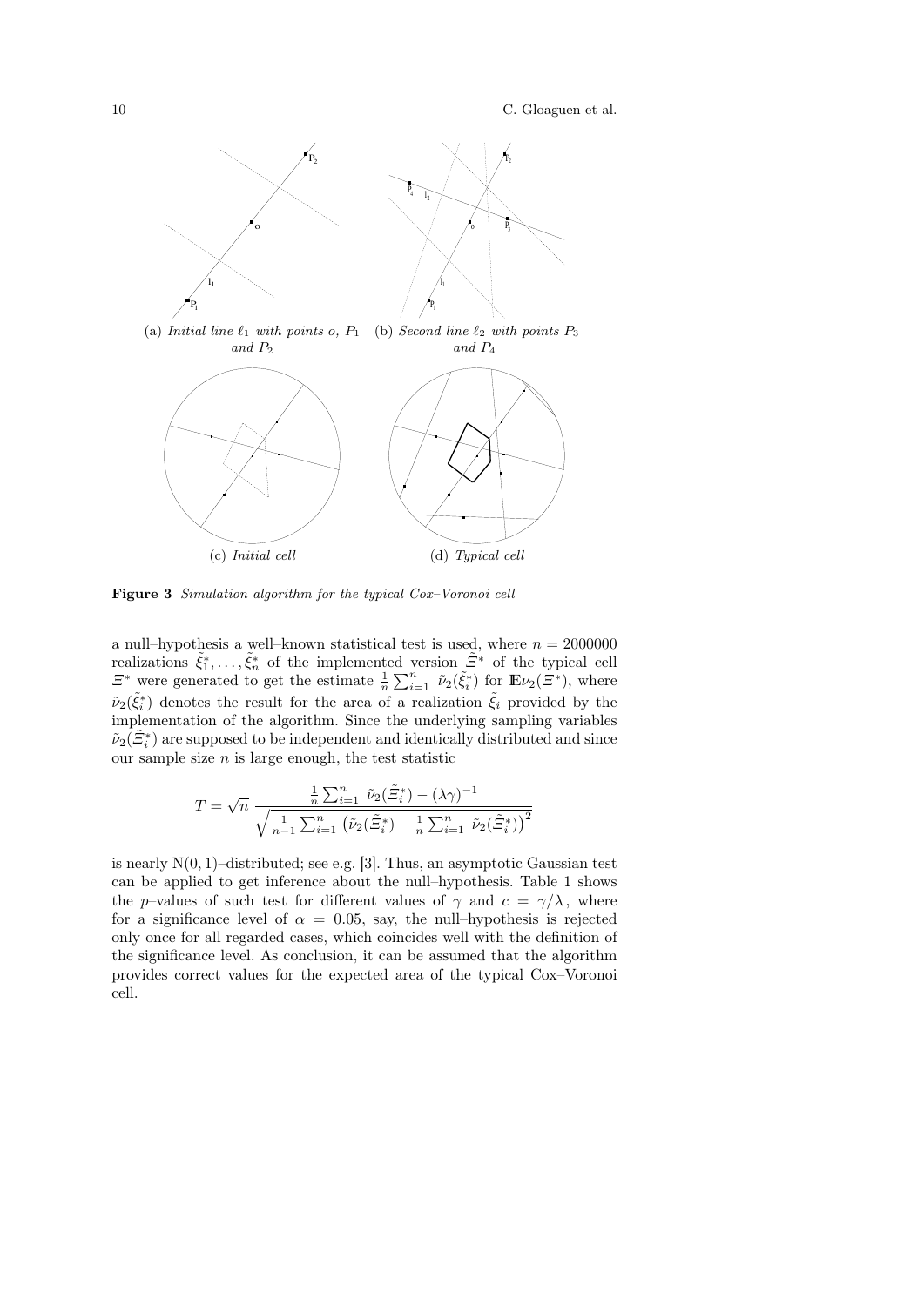(a) *Initial line $\ell_1$ with points $o$, $P_1$ and $P_2$*

(b) *Second line $\ell_2$ with points $P_3$ and $P_4$*

(c) *Initial cell*

(d) *Typical cell*

**Figure 3** *Simulation algorithm for the typical Cox–Voronoi cell*

a null–hypothesis a well–known statistical test is used, where $n = 2000000$ realizations $\tilde{\xi}_1^*, \ldots, \tilde{\xi}_n^*$ of the implemented version $\tilde{\Xi}^*$ of the typical cell $\Xi^*$ were generated to get the estimate $\frac{1}{n}\sum_{i=1}^n \tilde{\nu}_2(\tilde{\xi}_i^*)$ for $\mathbb{E}\nu_2(\Xi^*)$, where $\tilde{\nu}_2(\tilde{\xi}_i^*)$ denotes the result for the area of a realization $\tilde{\xi}_i$ provided by the implementation of the algorithm. Since the underlying sampling variables $\tilde{\nu}_2(\tilde{\Xi}_i^*)$ are supposed to be independent and identically distributed and since our sample size $n$ is large enough, the test statistic

$$T = \sqrt{n}\ \frac{\frac{1}{n}\sum_{i=1}^n \tilde{\nu}_2(\tilde{\Xi}_i^*) - (\lambda\gamma)^{-1}}{\sqrt{\frac{1}{n-1}\sum_{i=1}^n \left(\tilde{\nu}_2(\tilde{\Xi}_i^*) - \frac{1}{n}\sum_{i=1}^n \tilde{\nu}_2(\tilde{\Xi}_i^*)\right)^2}}$$

is nearly $\mathrm{N}(0,1)$–distributed; see e.g. [3]. Thus, an asymptotic Gaussian test can be applied to get inference about the null–hypothesis. Table 1 shows the $p$–values of such test for different values of $\gamma$ and $c = \gamma/\lambda$, where for a significance level of $\alpha = 0.05$, say, the null–hypothesis is rejected only once for all regarded cases, which coincides well with the definition of the significance level. As conclusion, it can be assumed that the algorithm provides correct values for the expected area of the typical Cox–Voronoi cell.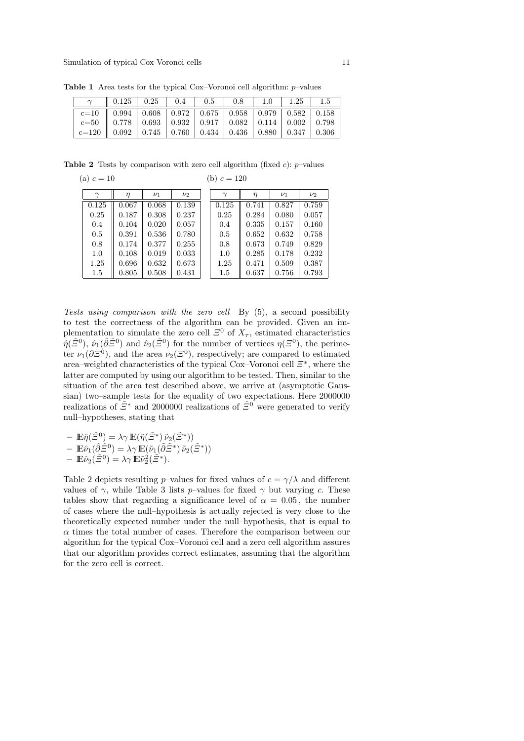**Table 1** Area tests for the typical Cox–Voronoi cell algorithm: $p$–values

| $\gamma$ | 0.125 | 0.25 | 0.4 | 0.5 | 0.8 | 1.0 | 1.25 | 1.5 |
|---|---|---|---|---|---|---|---|---|
| c=10 | 0.994 | 0.608 | 0.972 | 0.675 | 0.958 | 0.979 | 0.582 | 0.158 |
| c=50 | 0.778 | 0.693 | 0.932 | 0.917 | 0.082 | 0.114 | 0.002 | 0.798 |
| c=120 | 0.092 | 0.745 | 0.760 | 0.434 | 0.436 | 0.880 | 0.347 | 0.306 |

**Table 2** Tests by comparison with zero cell algorithm (fixed $c$): $p$–values

(a) $c = 10$

| $\gamma$ | $\eta$ | $\nu_1$ | $\nu_2$ |
|---|---|---|---|
| 0.125 | 0.067 | 0.068 | 0.139 |
| 0.25 | 0.187 | 0.308 | 0.237 |
| 0.4 | 0.104 | 0.020 | 0.057 |
| 0.5 | 0.391 | 0.536 | 0.780 |
| 0.8 | 0.174 | 0.377 | 0.255 |
| 1.0 | 0.108 | 0.019 | 0.033 |
| 1.25 | 0.696 | 0.632 | 0.673 |
| 1.5 | 0.805 | 0.508 | 0.431 |

(b) $c = 120$

| $\gamma$ | $\eta$ | $\nu_1$ | $\nu_2$ |
|---|---|---|---|
| 0.125 | 0.741 | 0.827 | 0.759 |
| 0.25 | 0.284 | 0.080 | 0.057 |
| 0.4 | 0.335 | 0.157 | 0.160 |
| 0.5 | 0.652 | 0.632 | 0.758 |
| 0.8 | 0.673 | 0.749 | 0.829 |
| 1.0 | 0.285 | 0.178 | 0.232 |
| 1.25 | 0.471 | 0.509 | 0.387 |
| 1.5 | 0.637 | 0.756 | 0.793 |

*Tests using comparison with the zero cell* By (5), a second possibility to test the correctness of the algorithm can be provided. Given an implementation to simulate the zero cell $\Xi^0$ of $X_\tau$, estimated characteristics $\hat{\eta}(\hat{\Xi}^0)$, $\hat{\nu}_1(\partial\hat{\Xi}^0)$ and $\hat{\nu}_2(\hat{\Xi}^0)$ for the number of vertices $\eta(\Xi^0)$, the perimeter $\nu_1(\partial\Xi^0)$, and the area $\nu_2(\Xi^0)$, respectively; are compared to estimated area–weighted characteristics of the typical Cox–Voronoi cell $\Xi^*$, where the latter are computed by using our algorithm to be tested. Then, similar to the situation of the area test described above, we arrive at (asymptotic Gaussian) two–sample tests for the equality of two expectations. Here 2000000 realizations of $\tilde{\Xi}^*$ and 2000000 realizations of $\hat{\Xi}^0$ were generated to verify null–hypotheses, stating that

- $\mathbb{E}\hat{\eta}(\hat{\Xi}^0) = \lambda\gamma\,\mathbb{E}(\tilde{\eta}(\tilde{\Xi}^*)\,\tilde{\nu}_2(\tilde{\Xi}^*))$
- $\mathbb{E}\hat{\nu}_1(\partial\hat{\Xi}^0) = \lambda\gamma\,\mathbb{E}(\tilde{\nu}_1(\partial\tilde{\Xi}^*)\,\tilde{\nu}_2(\tilde{\Xi}^*))$
- $\mathbb{E}\hat{\nu}_2(\hat{\Xi}^0) = \lambda\gamma\,\mathbb{E}\tilde{\nu}_2^2(\tilde{\Xi}^*)$.

Table 2 depicts resulting $p$–values for fixed values of $c = \gamma/\lambda$ and different values of $\gamma$, while Table 3 lists $p$–values for fixed $\gamma$ but varying $c$. These tables show that regarding a significance level of $\alpha = 0.05$, the number of cases where the null–hypothesis is actually rejected is very close to the theoretically expected number under the null–hypothesis, that is equal to $\alpha$ times the total number of cases. Therefore the comparison between our algorithm for the typical Cox–Voronoi cell and a zero cell algorithm assures that our algorithm provides correct estimates, assuming that the algorithm for the zero cell is correct.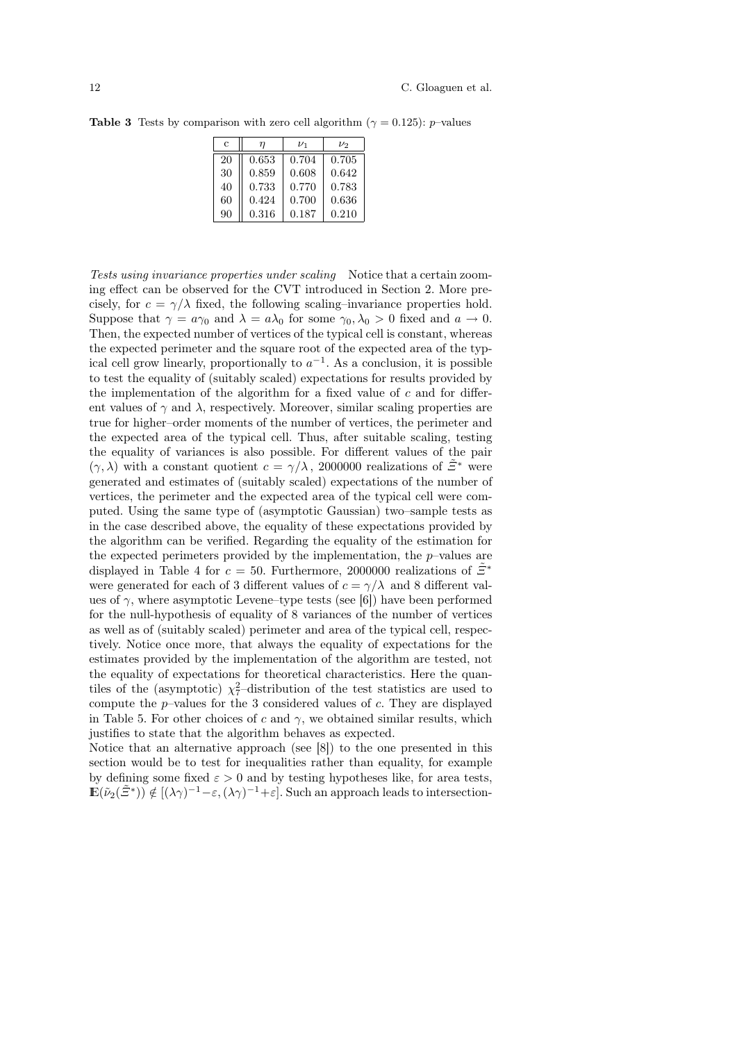**Table 3** Tests by comparison with zero cell algorithm ($\gamma = 0.125$): $p$–values

| c | $\eta$ | $\nu_1$ | $\nu_2$ |
|---|---|---|---|
| 20 | 0.653 | 0.704 | 0.705 |
| 30 | 0.859 | 0.608 | 0.642 |
| 40 | 0.733 | 0.770 | 0.783 |
| 60 | 0.424 | 0.700 | 0.636 |
| 90 | 0.316 | 0.187 | 0.210 |

*Tests using invariance properties under scaling* Notice that a certain zooming effect can be observed for the CVT introduced in Section 2. More precisely, for $c = \gamma/\lambda$ fixed, the following scaling–invariance properties hold. Suppose that $\gamma = a\gamma_0$ and $\lambda = a\lambda_0$ for some $\gamma_0, \lambda_0 > 0$ fixed and $a \to 0$. Then, the expected number of vertices of the typical cell is constant, whereas the expected perimeter and the square root of the expected area of the typical cell grow linearly, proportionally to $a^{-1}$. As a conclusion, it is possible to test the equality of (suitably scaled) expectations for results provided by the implementation of the algorithm for a fixed value of $c$ and for different values of $\gamma$ and $\lambda$, respectively. Moreover, similar scaling properties are true for higher–order moments of the number of vertices, the perimeter and the expected area of the typical cell. Thus, after suitable scaling, testing the equality of variances is also possible. For different values of the pair $(\gamma, \lambda)$ with a constant quotient $c = \gamma/\lambda$, 2000000 realizations of $\tilde{\Xi}^*$ were generated and estimates of (suitably scaled) expectations of the number of vertices, the perimeter and the expected area of the typical cell were computed. Using the same type of (asymptotic Gaussian) two–sample tests as in the case described above, the equality of these expectations provided by the algorithm can be verified. Regarding the equality of the estimation for the expected perimeters provided by the implementation, the $p$–values are displayed in Table 4 for $c = 50$. Furthermore, 2000000 realizations of $\tilde{\Xi}^*$ were generated for each of 3 different values of $c = \gamma/\lambda$ and 8 different values of $\gamma$, where asymptotic Levene–type tests (see [6]) have been performed for the null-hypothesis of equality of 8 variances of the number of vertices as well as of (suitably scaled) perimeter and area of the typical cell, respectively. Notice once more, that always the equality of expectations for the estimates provided by the implementation of the algorithm are tested, not the equality of expectations for theoretical characteristics. Here the quantiles of the (asymptotic) $\chi^2_7$–distribution of the test statistics are used to compute the $p$–values for the 3 considered values of $c$. They are displayed in Table 5. For other choices of $c$ and $\gamma$, we obtained similar results, which justifies to state that the algorithm behaves as expected.

Notice that an alternative approach (see [8]) to the one presented in this section would be to test for inequalities rather than equality, for example by defining some fixed $\varepsilon > 0$ and by testing hypotheses like, for area tests, $\mathbb{E}(\tilde{\nu}_2(\tilde{\Xi}^*)) \notin [(\lambda\gamma)^{-1} - \varepsilon, (\lambda\gamma)^{-1} + \varepsilon]$. Such an approach leads to intersection-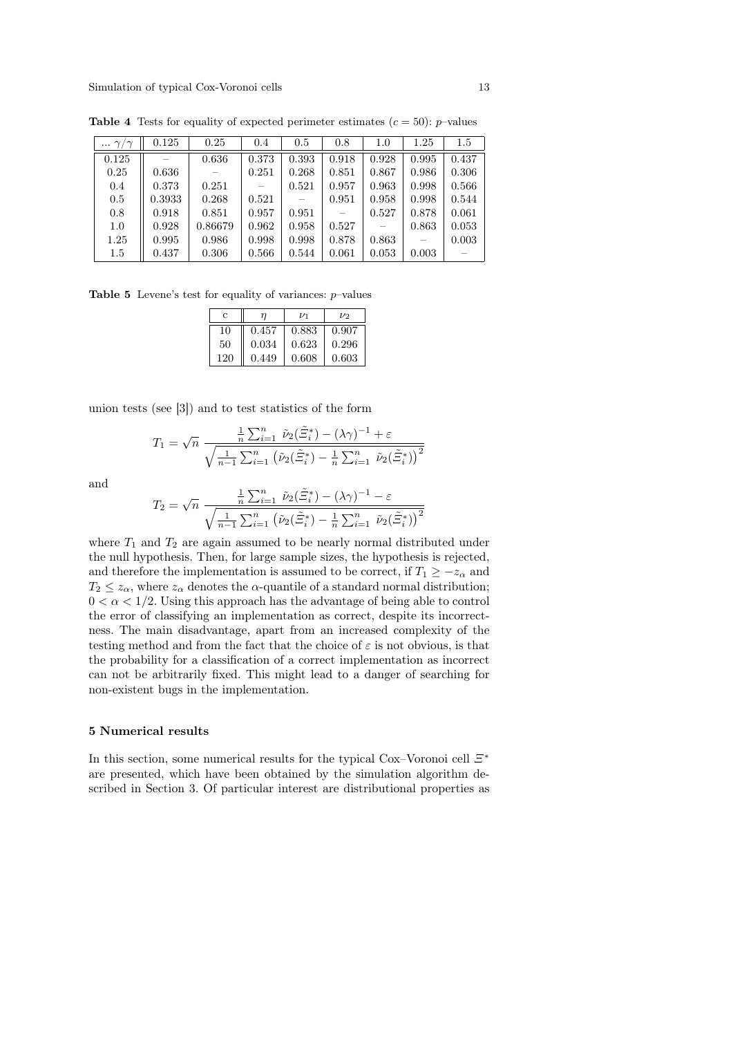**Table 4** Tests for equality of expected perimeter estimates ($c = 50$): $p$–values

| ... $\gamma/\gamma$ | 0.125 | 0.25 | 0.4 | 0.5 | 0.8 | 1.0 | 1.25 | 1.5 |
|---|---|---|---|---|---|---|---|---|
| 0.125 | – | 0.636 | 0.373 | 0.393 | 0.918 | 0.928 | 0.995 | 0.437 |
| 0.25 | 0.636 | – | 0.251 | 0.268 | 0.851 | 0.867 | 0.986 | 0.306 |
| 0.4 | 0.373 | 0.251 | – | 0.521 | 0.957 | 0.963 | 0.998 | 0.566 |
| 0.5 | 0.3933 | 0.268 | 0.521 | – | 0.951 | 0.958 | 0.998 | 0.544 |
| 0.8 | 0.918 | 0.851 | 0.957 | 0.951 | – | 0.527 | 0.878 | 0.061 |
| 1.0 | 0.928 | 0.86679 | 0.962 | 0.958 | 0.527 | – | 0.863 | 0.053 |
| 1.25 | 0.995 | 0.986 | 0.998 | 0.998 | 0.878 | 0.863 | – | 0.003 |
| 1.5 | 0.437 | 0.306 | 0.566 | 0.544 | 0.061 | 0.053 | 0.003 | – |

**Table 5** Levene's test for equality of variances: $p$–values

| c | $\eta$ | $\nu_1$ | $\nu_2$ |
|---|---|---|---|
| 10 | 0.457 | 0.883 | 0.907 |
| 50 | 0.034 | 0.623 | 0.296 |
| 120 | 0.449 | 0.608 | 0.603 |

union tests (see [3]) and to test statistics of the form

$$T_1 = \sqrt{n}\ \frac{\frac{1}{n}\sum_{i=1}^{n}\ \tilde{\nu}_2(\tilde{\Xi}_i^*) - (\lambda\gamma)^{-1} + \varepsilon}{\sqrt{\frac{1}{n-1}\sum_{i=1}^{n}\left(\tilde{\nu}_2(\tilde{\Xi}_i^*) - \frac{1}{n}\sum_{i=1}^{n}\ \tilde{\nu}_2(\tilde{\Xi}_i^*)\right)^2}}$$

and

$$T_2 = \sqrt{n}\ \frac{\frac{1}{n}\sum_{i=1}^{n}\ \tilde{\nu}_2(\tilde{\Xi}_i^*) - (\lambda\gamma)^{-1} - \varepsilon}{\sqrt{\frac{1}{n-1}\sum_{i=1}^{n}\left(\tilde{\nu}_2(\tilde{\Xi}_i^*) - \frac{1}{n}\sum_{i=1}^{n}\ \tilde{\nu}_2(\tilde{\Xi}_i^*)\right)^2}}$$

where $T_1$ and $T_2$ are again assumed to be nearly normal distributed under the null hypothesis. Then, for large sample sizes, the hypothesis is rejected, and therefore the implementation is assumed to be correct, if $T_1 \geq -z_\alpha$ and $T_2 \leq z_\alpha$, where $z_\alpha$ denotes the $\alpha$-quantile of a standard normal distribution; $0 < \alpha < 1/2$. Using this approach has the advantage of being able to control the error of classifying an implementation as correct, despite its incorrectness. The main disadvantage, apart from an increased complexity of the testing method and from the fact that the choice of $\varepsilon$ is not obvious, is that the probability for a classification of a correct implementation as incorrect can not be arbitrarily fixed. This might lead to a danger of searching for non-existent bugs in the implementation.

## 5 Numerical results

In this section, some numerical results for the typical Cox–Voronoi cell $\Xi^*$ are presented, which have been obtained by the simulation algorithm described in Section 3. Of particular interest are distributional properties as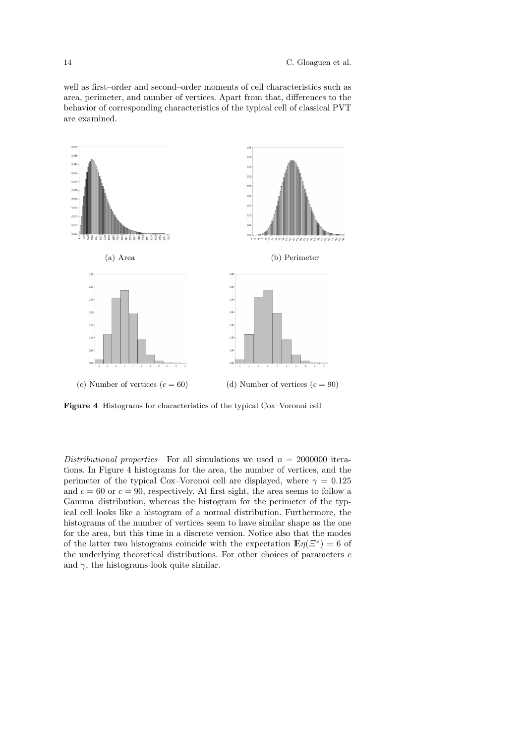well as first–order and second–order moments of cell characteristics such as area, perimeter, and number of vertices. Apart from that, differences to the behavior of corresponding characteristics of the typical cell of classical PVT are examined.

(a) Area

(b) Perimeter

(c) Number of vertices ($c = 60$)

(d) Number of vertices ($c = 90$)

**Figure 4** Histograms for characteristics of the typical Cox–Voronoi cell

*Distributional properties* For all simulations we used $n = 2000000$ iterations. In Figure 4 histograms for the area, the number of vertices, and the perimeter of the typical Cox–Voronoi cell are displayed, where $\gamma = 0.125$ and $c = 60$ or $c = 90$, respectively. At first sight, the area seems to follow a Gamma–distribution, whereas the histogram for the perimeter of the typical cell looks like a histogram of a normal distribution. Furthermore, the histograms of the number of vertices seem to have similar shape as the one for the area, but this time in a discrete version. Notice also that the modes of the latter two histograms coincide with the expectation $\mathbb{E}\eta(\Xi^*) = 6$ of the underlying theoretical distributions. For other choices of parameters $c$ and $\gamma$, the histograms look quite similar.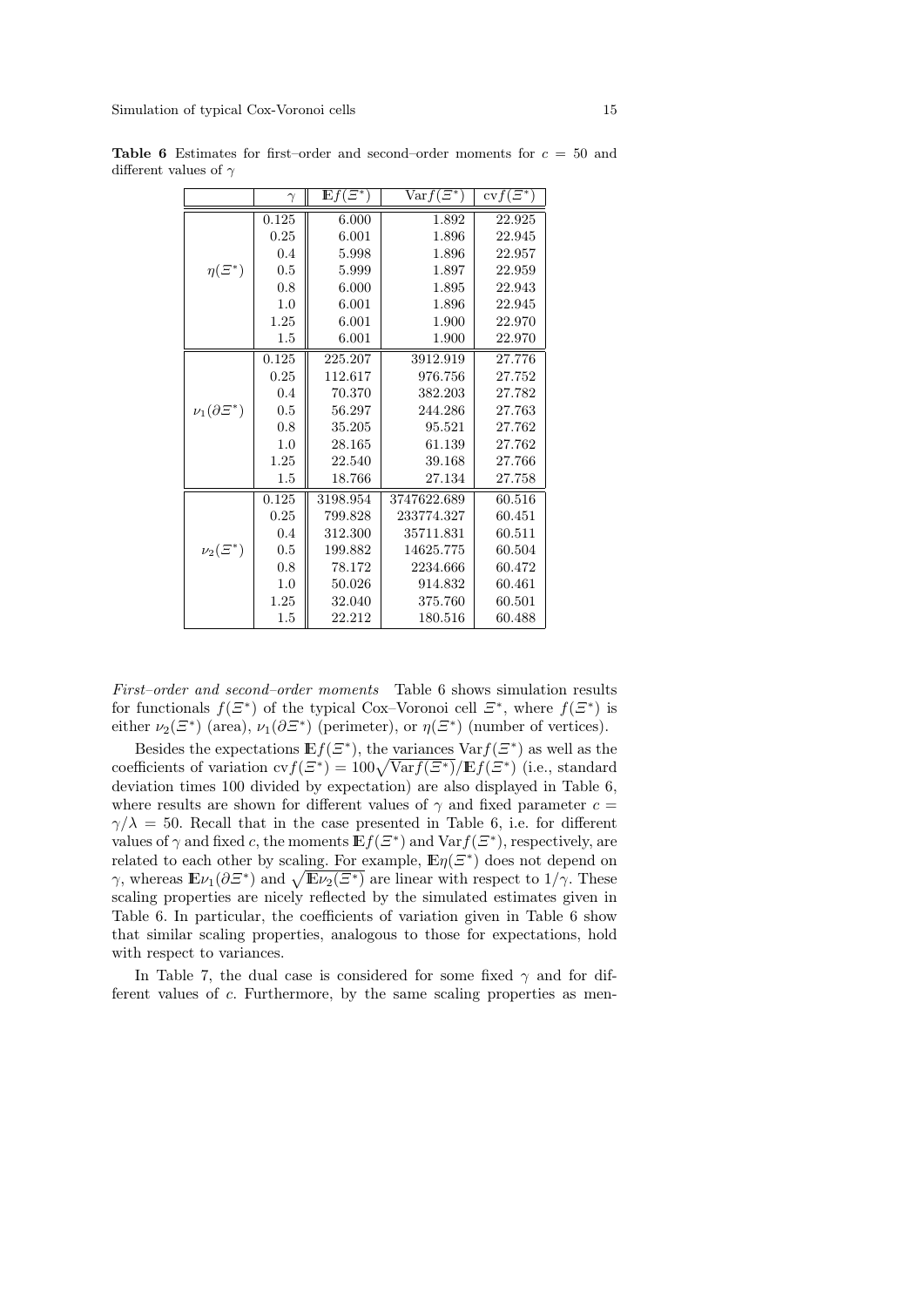**Table 6** Estimates for first–order and second–order moments for $c = 50$ and different values of $\gamma$

| | $\gamma$ | $\mathbb{E}f(\Xi^*)$ | $\mathrm{Var}f(\Xi^*)$ | $\mathrm{cv}f(\Xi^*)$ |
|---|---|---|---|---|
| $\eta(\Xi^*)$ | 0.125 | 6.000 | 1.892 | 22.925 |
| | 0.25 | 6.001 | 1.896 | 22.945 |
| | 0.4 | 5.998 | 1.896 | 22.957 |
| | 0.5 | 5.999 | 1.897 | 22.959 |
| | 0.8 | 6.000 | 1.895 | 22.943 |
| | 1.0 | 6.001 | 1.896 | 22.945 |
| | 1.25 | 6.001 | 1.900 | 22.970 |
| | 1.5 | 6.001 | 1.900 | 22.970 |
| $\nu_1(\partial\Xi^*)$ | 0.125 | 225.207 | 3912.919 | 27.776 |
| | 0.25 | 112.617 | 976.756 | 27.752 |
| | 0.4 | 70.370 | 382.203 | 27.782 |
| | 0.5 | 56.297 | 244.286 | 27.763 |
| | 0.8 | 35.205 | 95.521 | 27.762 |
| | 1.0 | 28.165 | 61.139 | 27.762 |
| | 1.25 | 22.540 | 39.168 | 27.766 |
| | 1.5 | 18.766 | 27.134 | 27.758 |
| $\nu_2(\Xi^*)$ | 0.125 | 3198.954 | 3747622.689 | 60.516 |
| | 0.25 | 799.828 | 233774.327 | 60.451 |
| | 0.4 | 312.300 | 35711.831 | 60.511 |
| | 0.5 | 199.882 | 14625.775 | 60.504 |
| | 0.8 | 78.172 | 2234.666 | 60.472 |
| | 1.0 | 50.026 | 914.832 | 60.461 |
| | 1.25 | 32.040 | 375.760 | 60.501 |
| | 1.5 | 22.212 | 180.516 | 60.488 |

*First–order and second–order moments* Table 6 shows simulation results for functionals $f(\Xi^*)$ of the typical Cox–Voronoi cell $\Xi^*$, where $f(\Xi^*)$ is either $\nu_2(\Xi^*)$ (area), $\nu_1(\partial\Xi^*)$ (perimeter), or $\eta(\Xi^*)$ (number of vertices).

Besides the expectations $\mathbb{E}f(\Xi^*)$, the variances $\mathrm{Var}f(\Xi^*)$ as well as the coefficients of variation $\mathrm{cv}f(\Xi^*) = 100\sqrt{\mathrm{Var}f(\Xi^*)}/\mathbb{E}f(\Xi^*)$ (i.e., standard deviation times 100 divided by expectation) are also displayed in Table 6, where results are shown for different values of $\gamma$ and fixed parameter $c = \gamma/\lambda = 50$. Recall that in the case presented in Table 6, i.e. for different values of $\gamma$ and fixed $c$, the moments $\mathbb{E}f(\Xi^*)$ and $\mathrm{Var}f(\Xi^*)$, respectively, are related to each other by scaling. For example, $\mathbb{E}\eta(\Xi^*)$ does not depend on $\gamma$, whereas $\mathbb{E}\nu_1(\partial\Xi^*)$ and $\sqrt{\mathbb{E}\nu_2(\Xi^*)}$ are linear with respect to $1/\gamma$. These scaling properties are nicely reflected by the simulated estimates given in Table 6. In particular, the coefficients of variation given in Table 6 show that similar scaling properties, analogous to those for expectations, hold with respect to variances.

In Table 7, the dual case is considered for some fixed $\gamma$ and for different values of $c$. Furthermore, by the same scaling properties as men-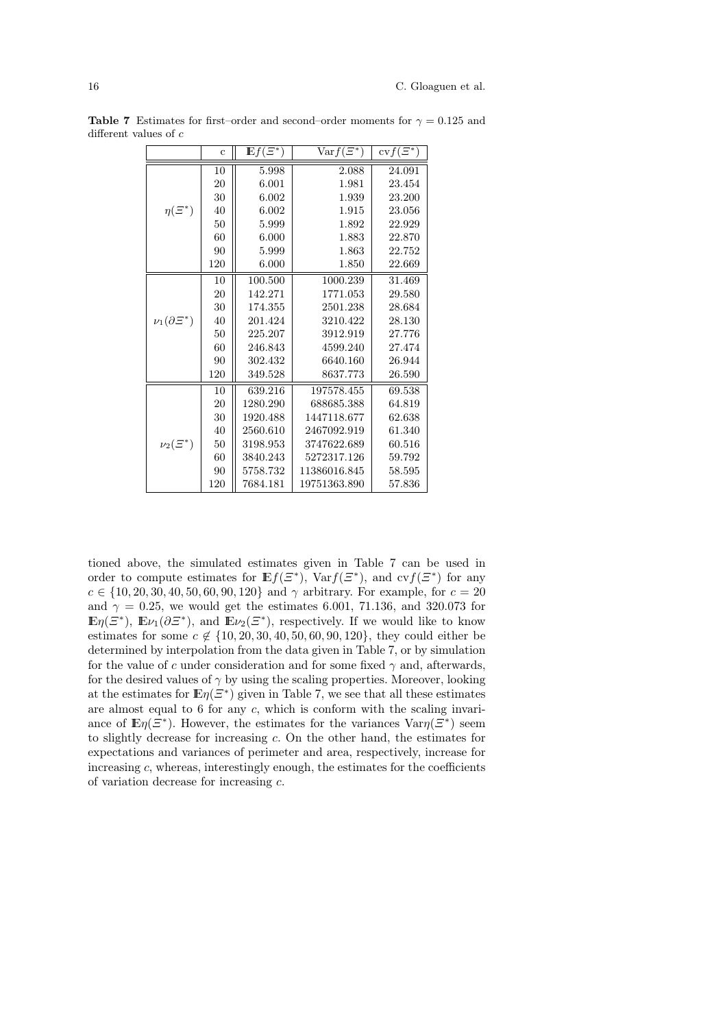**Table 7** Estimates for first–order and second–order moments for $\gamma = 0.125$ and different values of $c$

| | c | $\mathbb{E}f(\Xi^*)$ | $\text{Var}f(\Xi^*)$ | $\text{cv}f(\Xi^*)$ |
|---|---|---|---|---|
| $\eta(\Xi^*)$ | 10 | 5.998 | 2.088 | 24.091 |
| | 20 | 6.001 | 1.981 | 23.454 |
| | 30 | 6.002 | 1.939 | 23.200 |
| | 40 | 6.002 | 1.915 | 23.056 |
| | 50 | 5.999 | 1.892 | 22.929 |
| | 60 | 6.000 | 1.883 | 22.870 |
| | 90 | 5.999 | 1.863 | 22.752 |
| | 120 | 6.000 | 1.850 | 22.669 |
| $\nu_1(\partial\Xi^*)$ | 10 | 100.500 | 1000.239 | 31.469 |
| | 20 | 142.271 | 1771.053 | 29.580 |
| | 30 | 174.355 | 2501.238 | 28.684 |
| | 40 | 201.424 | 3210.422 | 28.130 |
| | 50 | 225.207 | 3912.919 | 27.776 |
| | 60 | 246.843 | 4599.240 | 27.474 |
| | 90 | 302.432 | 6640.160 | 26.944 |
| | 120 | 349.528 | 8637.773 | 26.590 |
| $\nu_2(\Xi^*)$ | 10 | 639.216 | 197578.455 | 69.538 |
| | 20 | 1280.290 | 688685.388 | 64.819 |
| | 30 | 1920.488 | 1447118.677 | 62.638 |
| | 40 | 2560.610 | 2467092.919 | 61.340 |
| | 50 | 3198.953 | 3747622.689 | 60.516 |
| | 60 | 3840.243 | 5272317.126 | 59.792 |
| | 90 | 5758.732 | 11386016.845 | 58.595 |
| | 120 | 7684.181 | 19751363.890 | 57.836 |

tioned above, the simulated estimates given in Table 7 can be used in order to compute estimates for $\mathbb{E}f(\Xi^*)$, $\text{Var}f(\Xi^*)$, and $\text{cv}f(\Xi^*)$ for any $c \in \{10, 20, 30, 40, 50, 60, 90, 120\}$ and $\gamma$ arbitrary. For example, for $c = 20$ and $\gamma = 0.25$, we would get the estimates 6.001, 71.136, and 320.073 for $\mathbb{E}\eta(\Xi^*)$, $\mathbb{E}\nu_1(\partial\Xi^*)$, and $\mathbb{E}\nu_2(\Xi^*)$, respectively. If we would like to know estimates for some $c \notin \{10, 20, 30, 40, 50, 60, 90, 120\}$, they could either be determined by interpolation from the data given in Table 7, or by simulation for the value of $c$ under consideration and for some fixed $\gamma$ and, afterwards, for the desired values of $\gamma$ by using the scaling properties. Moreover, looking at the estimates for $\mathbb{E}\eta(\Xi^*)$ given in Table 7, we see that all these estimates are almost equal to 6 for any $c$, which is conform with the scaling invariance of $\mathbb{E}\eta(\Xi^*)$. However, the estimates for the variances $\text{Var}\eta(\Xi^*)$ seem to slightly decrease for increasing $c$. On the other hand, the estimates for expectations and variances of perimeter and area, respectively, increase for increasing $c$, whereas, interestingly enough, the estimates for the coefficients of variation decrease for increasing $c$.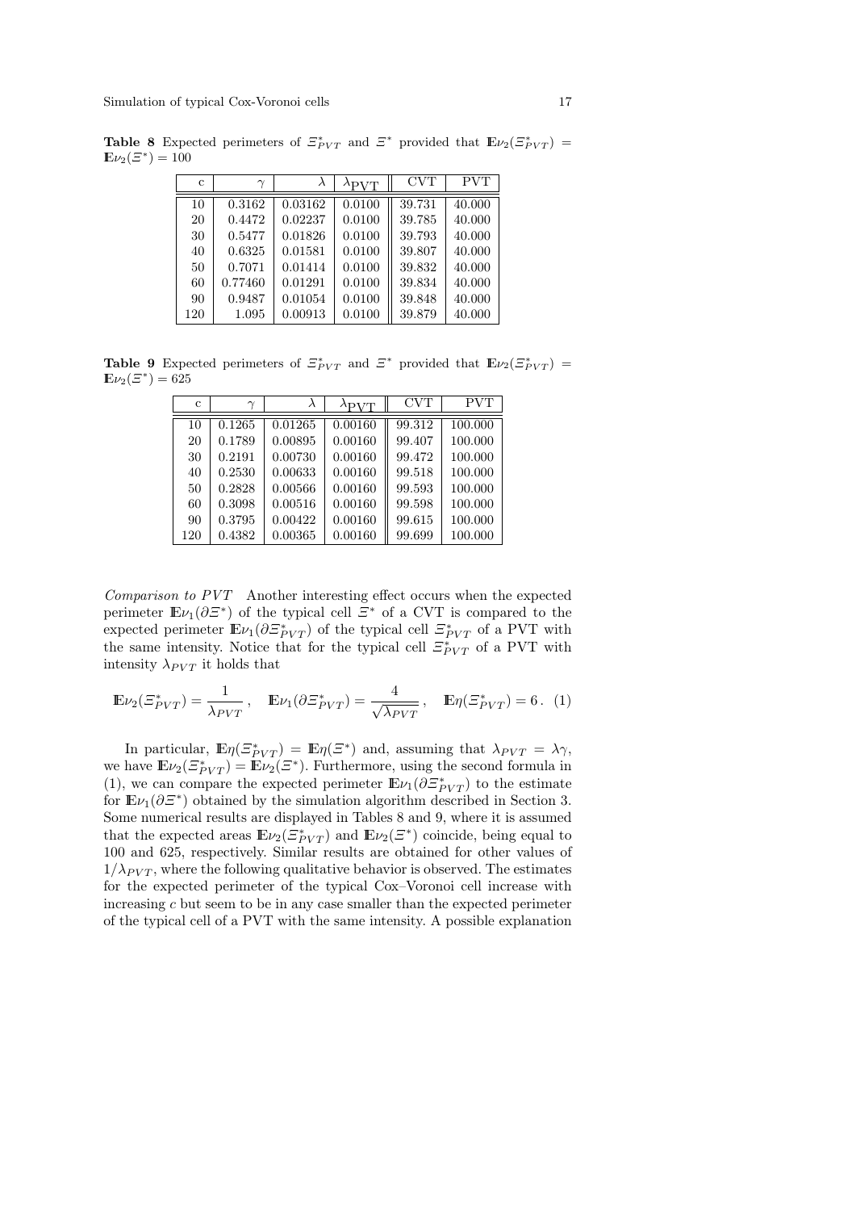**Table 8** Expected perimeters of $\Xi^*_{PVT}$ and $\Xi^*$ provided that $\mathbb{E}\nu_2(\Xi^*_{PVT}) = \mathbb{E}\nu_2(\Xi^*) = 100$

| c | $\gamma$ | $\lambda$ | $\lambda_{\text{PVT}}$ | CVT | PVT |
|---|---|---|---|---|---|
| 10 | 0.3162 | 0.03162 | 0.0100 | 39.731 | 40.000 |
| 20 | 0.4472 | 0.02237 | 0.0100 | 39.785 | 40.000 |
| 30 | 0.5477 | 0.01826 | 0.0100 | 39.793 | 40.000 |
| 40 | 0.6325 | 0.01581 | 0.0100 | 39.807 | 40.000 |
| 50 | 0.7071 | 0.01414 | 0.0100 | 39.832 | 40.000 |
| 60 | 0.77460 | 0.01291 | 0.0100 | 39.834 | 40.000 |
| 90 | 0.9487 | 0.01054 | 0.0100 | 39.848 | 40.000 |
| 120 | 1.095 | 0.00913 | 0.0100 | 39.879 | 40.000 |

**Table 9** Expected perimeters of $\Xi^*_{PVT}$ and $\Xi^*$ provided that $\mathbb{E}\nu_2(\Xi^*_{PVT}) = \mathbb{E}\nu_2(\Xi^*) = 625$

| c | $\gamma$ | $\lambda$ | $\lambda_{\text{PVT}}$ | CVT | PVT |
|---|---|---|---|---|---|
| 10 | 0.1265 | 0.01265 | 0.00160 | 99.312 | 100.000 |
| 20 | 0.1789 | 0.00895 | 0.00160 | 99.407 | 100.000 |
| 30 | 0.2191 | 0.00730 | 0.00160 | 99.472 | 100.000 |
| 40 | 0.2530 | 0.00633 | 0.00160 | 99.518 | 100.000 |
| 50 | 0.2828 | 0.00566 | 0.00160 | 99.593 | 100.000 |
| 60 | 0.3098 | 0.00516 | 0.00160 | 99.598 | 100.000 |
| 90 | 0.3795 | 0.00422 | 0.00160 | 99.615 | 100.000 |
| 120 | 0.4382 | 0.00365 | 0.00160 | 99.699 | 100.000 |

*Comparison to PVT* Another interesting effect occurs when the expected perimeter $\mathbb{E}\nu_1(\partial\Xi^*)$ of the typical cell $\Xi^*$ of a CVT is compared to the expected perimeter $\mathbb{E}\nu_1(\partial\Xi^*_{PVT})$ of the typical cell $\Xi^*_{PVT}$ of a PVT with the same intensity. Notice that for the typical cell $\Xi^*_{PVT}$ of a PVT with intensity $\lambda_{PVT}$ it holds that

$$\mathbb{E}\nu_2(\Xi^*_{PVT}) = \frac{1}{\lambda_{PVT}}\,, \quad \mathbb{E}\nu_1(\partial\Xi^*_{PVT}) = \frac{4}{\sqrt{\lambda_{PVT}}}\,, \quad \mathbb{E}\eta(\Xi^*_{PVT}) = 6\,. \quad (1)$$

In particular, $\mathbb{E}\eta(\Xi^*_{PVT}) = \mathbb{E}\eta(\Xi^*)$ and, assuming that $\lambda_{PVT} = \lambda\gamma$, we have $\mathbb{E}\nu_2(\Xi^*_{PVT}) = \mathbb{E}\nu_2(\Xi^*)$. Furthermore, using the second formula in (1), we can compare the expected perimeter $\mathbb{E}\nu_1(\partial\Xi^*_{PVT})$ to the estimate for $\mathbb{E}\nu_1(\partial\Xi^*)$ obtained by the simulation algorithm described in Section 3. Some numerical results are displayed in Tables 8 and 9, where it is assumed that the expected areas $\mathbb{E}\nu_2(\Xi^*_{PVT})$ and $\mathbb{E}\nu_2(\Xi^*)$ coincide, being equal to 100 and 625, respectively. Similar results are obtained for other values of $1/\lambda_{PVT}$, where the following qualitative behavior is observed. The estimates for the expected perimeter of the typical Cox–Voronoi cell increase with increasing $c$ but seem to be in any case smaller than the expected perimeter of the typical cell of a PVT with the same intensity. A possible explanation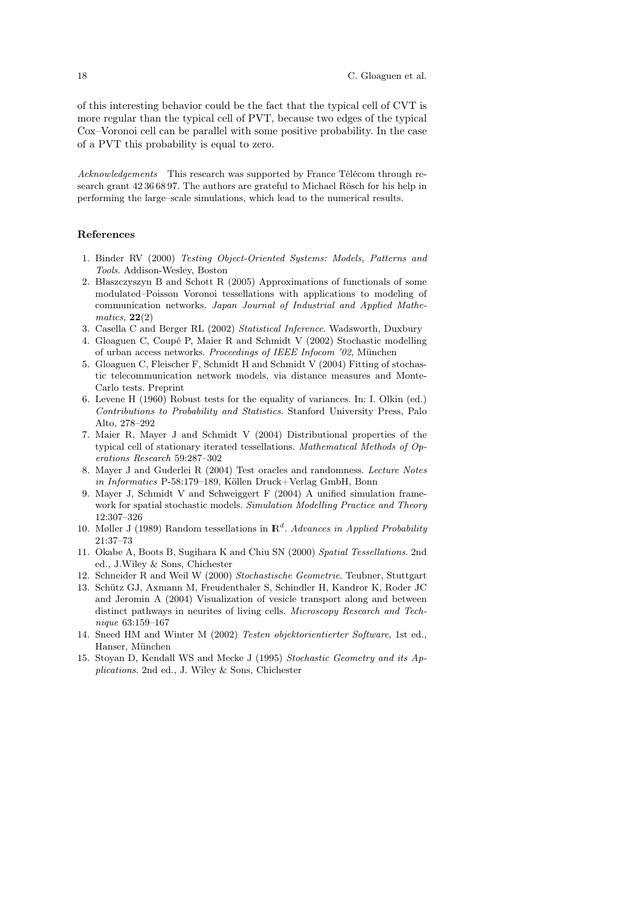of this interesting behavior could be the fact that the typical cell of CVT is more regular than the typical cell of PVT, because two edges of the typical Cox–Voronoi cell can be parallel with some positive probability. In the case of a PVT this probability is equal to zero.

*Acknowledgements* This research was supported by France Télécom through research grant 42 36 68 97. The authors are grateful to Michael Rösch for his help in performing the large–scale simulations, which lead to the numerical results.

## References

1. Binder RV (2000) *Testing Object-Oriented Systems: Models, Patterns and Tools*. Addison-Wesley, Boston
2. Błaszczyszyn B and Schott R (2005) Approximations of functionals of some modulated–Poisson Voronoi tessellations with applications to modeling of communication networks. *Japan Journal of Industrial and Applied Mathematics*, **22**(2)
3. Casella C and Berger RL (2002) *Statistical Inference*. Wadsworth, Duxbury
4. Gloaguen C, Coupé P, Maier R and Schmidt V (2002) Stochastic modelling of urban access networks. *Proceedings of IEEE Infocom '02*, München
5. Gloaguen C, Fleischer F, Schmidt H and Schmidt V (2004) Fitting of stochastic telecommunication network models, via distance measures and Monte-Carlo tests. Preprint
6. Levene H (1960) Robust tests for the equality of variances. In: I. Olkin (ed.) *Contributions to Probability and Statistics*. Stanford University Press, Palo Alto, 278–292
7. Maier R, Mayer J and Schmidt V (2004) Distributional properties of the typical cell of stationary iterated tessellations. *Mathematical Methods of Operations Research* 59:287–302
8. Mayer J and Guderlei R (2004) Test oracles and randomness. *Lecture Notes in Informatics* P-58:179–189, Köllen Druck+Verlag GmbH, Bonn
9. Mayer J, Schmidt V and Schweiggert F (2004) A unified simulation framework for spatial stochastic models. *Simulation Modelling Practice and Theory* 12:307–326
10. Møller J (1989) Random tessellations in $\mathbb{R}^d$. *Advances in Applied Probability* 21:37–73
11. Okabe A, Boots B, Sugihara K and Chiu SN (2000) *Spatial Tessellations*. 2nd ed., J.Wiley & Sons, Chichester
12. Schneider R and Weil W (2000) *Stochastische Geometrie*. Teubner, Stuttgart
13. Schütz GJ, Axmann M, Freudenthaler S, Schindler H, Kandror K, Roder JC and Jeromin A (2004) Visualization of vesicle transport along and between distinct pathways in neurites of living cells. *Microscopy Research and Technique* 63:159–167
14. Sneed HM and Winter M (2002) *Testen objektorientierter Software*, 1st ed., Hanser, München
15. Stoyan D, Kendall WS and Mecke J (1995) *Stochastic Geometry and its Applications*. 2nd ed., J. Wiley & Sons, Chichester